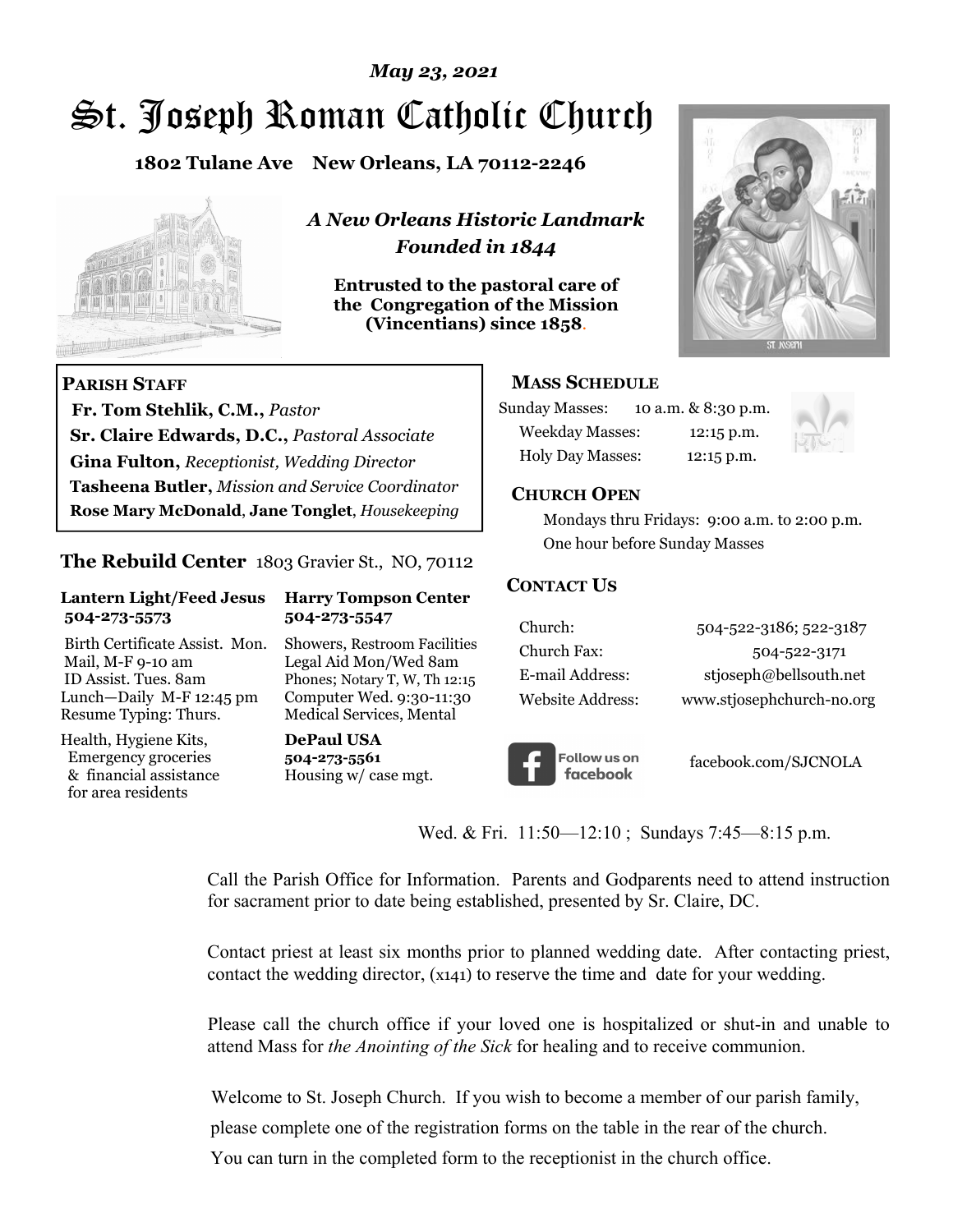*May 23, 2021*

# St. Joseph Roman Catholic Church

**1802 Tulane Ave New Orleans, LA 70112-2246**

***A New Orleans Historic Landmark***
***Founded in 1844***

**Entrusted to the pastoral care of the Congregation of the Mission (Vincentians) since 1858.**

**PARISH STAFF**

**Fr. Tom Stehlik, C.M.,** *Pastor*
**Sr. Claire Edwards, D.C.,** *Pastoral Associate*
**Gina Fulton,** *Receptionist, Wedding Director*
**Tasheena Butler,** *Mission and Service Coordinator*
**Rose Mary McDonald**, **Jane Tonglet**, *Housekeeping*

**The Rebuild Center** 1803 Gravier St., NO, 70112

**Lantern Light/Feed Jesus 504-273-5573**

Birth Certificate Assist. Mon.
Mail, M-F 9-10 am
ID Assist. Tues. 8am
Lunch—Daily M-F 12:45 pm
Resume Typing: Thurs.

Health, Hygiene Kits, Emergency groceries & financial assistance for area residents

**Harry Tompson Center 504-273-5547**

Showers, Restroom Facilities
Legal Aid Mon/Wed 8am
Phones; Notary T, W, Th 12:15
Computer Wed. 9:30-11:30
Medical Services, Mental

**DePaul USA 504-273-5561**
Housing w/ case mgt.

**MASS SCHEDULE**

| | |
|---|---|
| Sunday Masses: | 10 a.m. & 8:30 p.m. |
| Weekday Masses: | 12:15 p.m. |
| Holy Day Masses: | 12:15 p.m. |

**CHURCH OPEN**

Mondays thru Fridays: 9:00 a.m. to 2:00 p.m.
One hour before Sunday Masses

**CONTACT US**

| | |
|---|---|
| Church: | 504-522-3186; 522-3187 |
| Church Fax: | 504-522-3171 |
| E-mail Address: | stjoseph@bellsouth.net |
| Website Address: | www.stjosephchurch-no.org |

Follow us on facebook — facebook.com/SJCNOLA

Wed. & Fri. 11:50—12:10 ; Sundays 7:45—8:15 p.m.

Call the Parish Office for Information. Parents and Godparents need to attend instruction for sacrament prior to date being established, presented by Sr. Claire, DC.

Contact priest at least six months prior to planned wedding date. After contacting priest, contact the wedding director, (x141) to reserve the time and date for your wedding.

Please call the church office if your loved one is hospitalized or shut-in and unable to attend Mass for *the Anointing of the Sick* for healing and to receive communion.

Welcome to St. Joseph Church. If you wish to become a member of our parish family, please complete one of the registration forms on the table in the rear of the church. You can turn in the completed form to the receptionist in the church office.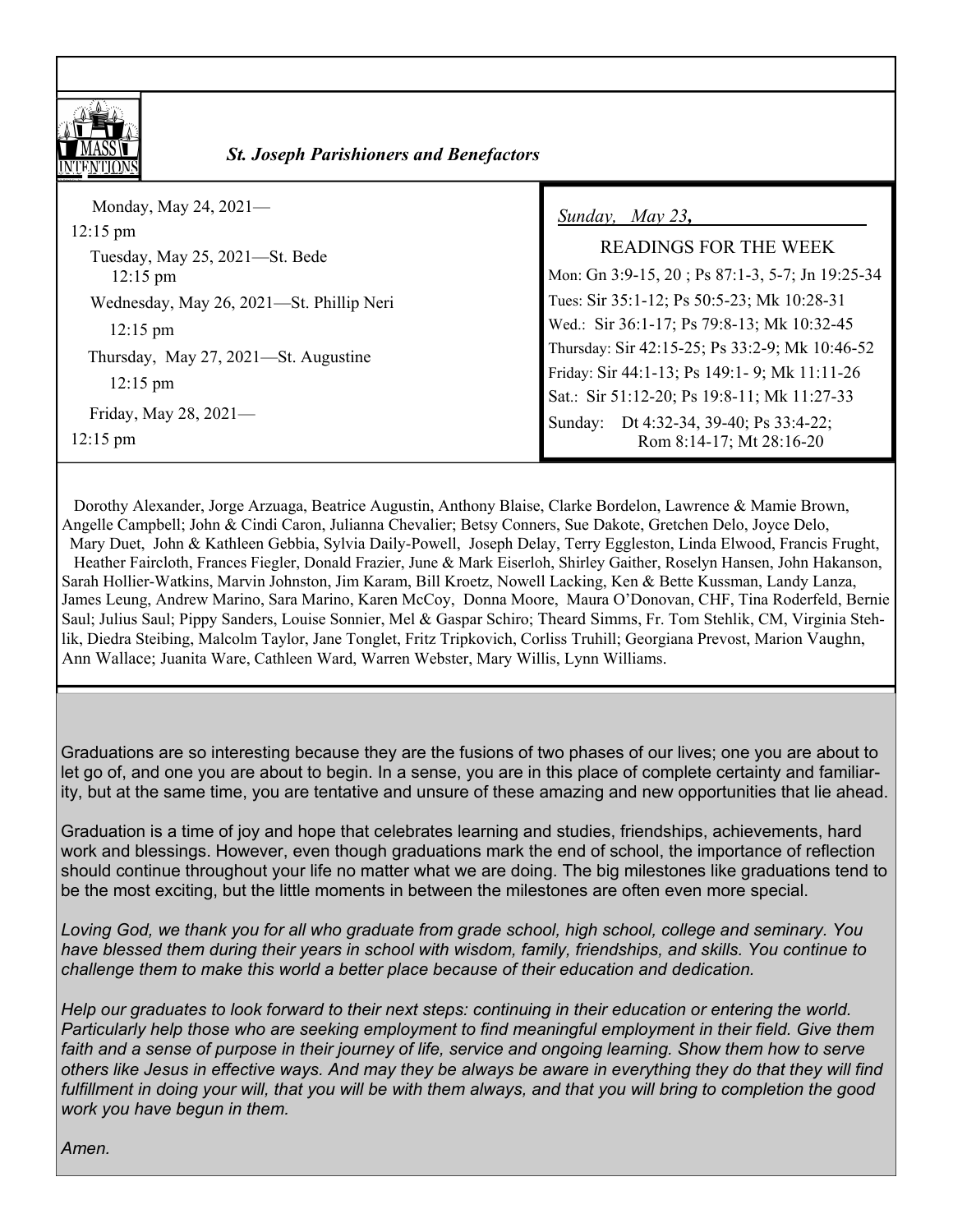MASS INTENTIONS

*St. Joseph Parishioners and Benefactors*

Monday, May 24, 2021—
12:15 pm

Tuesday, May 25, 2021—St. Bede
12:15 pm

Wednesday, May 26, 2021—St. Phillip Neri
12:15 pm

Thursday, May 27, 2021—St. Augustine
12:15 pm

Friday, May 28, 2021—
12:15 pm

*Sunday, May 23,*

READINGS FOR THE WEEK

Mon: Gn 3:9-15, 20 ; Ps 87:1-3, 5-7; Jn 19:25-34
Tues: Sir 35:1-12; Ps 50:5-23; Mk 10:28-31
Wed.: Sir 36:1-17; Ps 79:8-13; Mk 10:32-45
Thursday: Sir 42:15-25; Ps 33:2-9; Mk 10:46-52
Friday: Sir 44:1-13; Ps 149:1- 9; Mk 11:11-26
Sat.: Sir 51:12-20; Ps 19:8-11; Mk 11:27-33
Sunday: Dt 4:32-34, 39-40; Ps 33:4-22; Rom 8:14-17; Mt 28:16-20

Dorothy Alexander, Jorge Arzuaga, Beatrice Augustin, Anthony Blaise, Clarke Bordelon, Lawrence & Mamie Brown, Angelle Campbell; John & Cindi Caron, Julianna Chevalier; Betsy Conners, Sue Dakote, Gretchen Delo, Joyce Delo, Mary Duet, John & Kathleen Gebbia, Sylvia Daily-Powell, Joseph Delay, Terry Eggleston, Linda Elwood, Francis Frught, Heather Faircloth, Frances Fiegler, Donald Frazier, June & Mark Eiserloh, Shirley Gaither, Roselyn Hansen, John Hakanson, Sarah Hollier-Watkins, Marvin Johnston, Jim Karam, Bill Kroetz, Nowell Lacking, Ken & Bette Kussman, Landy Lanza, James Leung, Andrew Marino, Sara Marino, Karen McCoy, Donna Moore, Maura O'Donovan, CHF, Tina Roderfeld, Bernie Saul; Julius Saul; Pippy Sanders, Louise Sonnier, Mel & Gaspar Schiro; Theard Simms, Fr. Tom Stehlik, CM, Virginia Stehlik, Diedra Steibing, Malcolm Taylor, Jane Tonglet, Fritz Tripkovich, Corliss Truhill; Georgiana Prevost, Marion Vaughn, Ann Wallace; Juanita Ware, Cathleen Ward, Warren Webster, Mary Willis, Lynn Williams.

Graduations are so interesting because they are the fusions of two phases of our lives; one you are about to let go of, and one you are about to begin. In a sense, you are in this place of complete certainty and familiarity, but at the same time, you are tentative and unsure of these amazing and new opportunities that lie ahead.

Graduation is a time of joy and hope that celebrates learning and studies, friendships, achievements, hard work and blessings. However, even though graduations mark the end of school, the importance of reflection should continue throughout your life no matter what we are doing. The big milestones like graduations tend to be the most exciting, but the little moments in between the milestones are often even more special.

*Loving God, we thank you for all who graduate from grade school, high school, college and seminary. You have blessed them during their years in school with wisdom, family, friendships, and skills. You continue to challenge them to make this world a better place because of their education and dedication.*

*Help our graduates to look forward to their next steps: continuing in their education or entering the world. Particularly help those who are seeking employment to find meaningful employment in their field. Give them faith and a sense of purpose in their journey of life, service and ongoing learning. Show them how to serve others like Jesus in effective ways. And may they be always be aware in everything they do that they will find fulfillment in doing your will, that you will be with them always, and that you will bring to completion the good work you have begun in them.*

*Amen.*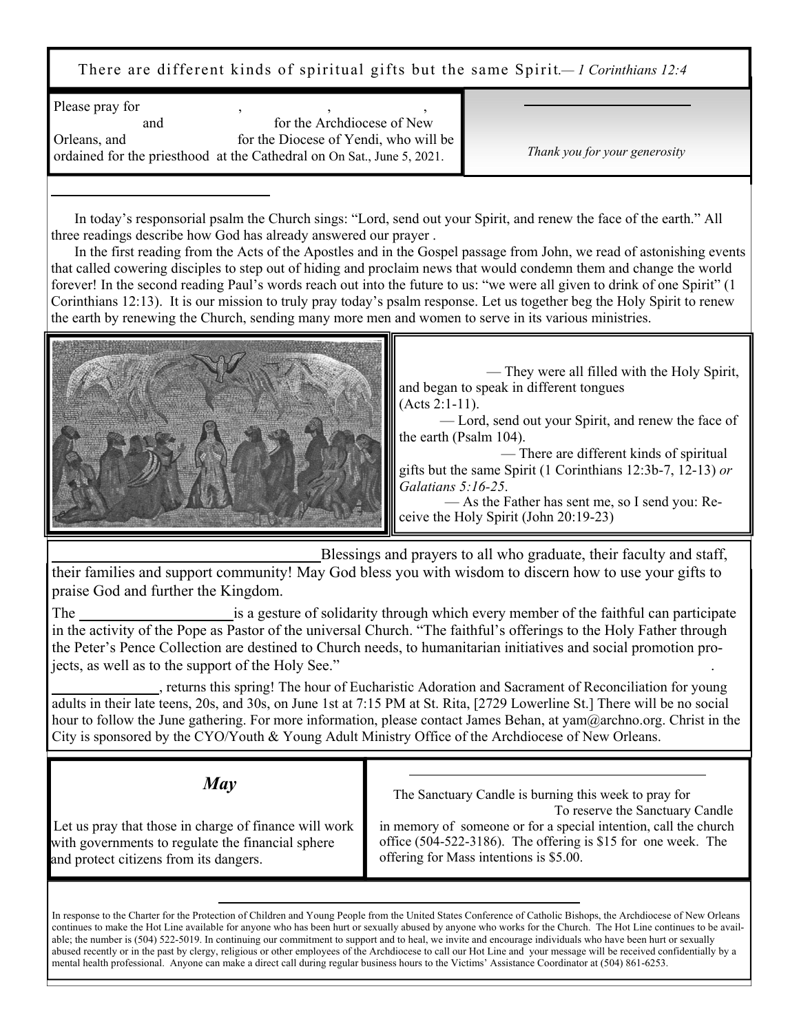There are different kinds of spiritual gifts but the same Spirit.— *1 Corinthians 12:4*

Please pray for , , , and for the Archdiocese of New Orleans, and for the Diocese of Yendi, who will be ordained for the priesthood at the Cathedral on On Sat., June 5, 2021.

*Thank you for your generosity*

In today's responsorial psalm the Church sings: "Lord, send out your Spirit, and renew the face of the earth." All three readings describe how God has already answered our prayer .

In the first reading from the Acts of the Apostles and in the Gospel passage from John, we read of astonishing events that called cowering disciples to step out of hiding and proclaim news that would condemn them and change the world forever! In the second reading Paul's words reach out into the future to us: "we were all given to drink of one Spirit" (1 Corinthians 12:13). It is our mission to truly pray today's psalm response. Let us together beg the Holy Spirit to renew the earth by renewing the Church, sending many more men and women to serve in its various ministries.

— They were all filled with the Holy Spirit, and began to speak in different tongues (Acts 2:1-11).

— Lord, send out your Spirit, and renew the face of the earth (Psalm 104).

— There are different kinds of spiritual gifts but the same Spirit (1 Corinthians 12:3b-7, 12-13) *or Galatians 5:16-25*.

— As the Father has sent me, so I send you: Receive the Holy Spirit (John 20:19-23)

Blessings and prayers to all who graduate, their faculty and staff, their families and support community! May God bless you with wisdom to discern how to use your gifts to praise God and further the Kingdom.

The is a gesture of solidarity through which every member of the faithful can participate in the activity of the Pope as Pastor of the universal Church. "The faithful's offerings to the Holy Father through the Peter's Pence Collection are destined to Church needs, to humanitarian initiatives and social promotion projects, as well as to the support of the Holy See."

, returns this spring! The hour of Eucharistic Adoration and Sacrament of Reconciliation for young adults in their late teens, 20s, and 30s, on June 1st at 7:15 PM at St. Rita, [2729 Lowerline St.] There will be no social hour to follow the June gathering. For more information, please contact James Behan, at yam@archno.org. Christ in the City is sponsored by the CYO/Youth & Young Adult Ministry Office of the Archdiocese of New Orleans.

## *May*

Let us pray that those in charge of finance will work with governments to regulate the financial sphere and protect citizens from its dangers.

The Sanctuary Candle is burning this week to pray for . To reserve the Sanctuary Candle in memory of someone or for a special intention, call the church office (504-522-3186). The offering is $15 for one week. The offering for Mass intentions is $5.00.

In response to the Charter for the Protection of Children and Young People from the United States Conference of Catholic Bishops, the Archdiocese of New Orleans continues to make the Hot Line available for anyone who has been hurt or sexually abused by anyone who works for the Church. The Hot Line continues to be available; the number is (504) 522-5019. In continuing our commitment to support and to heal, we invite and encourage individuals who have been hurt or sexually abused recently or in the past by clergy, religious or other employees of the Archdiocese to call our Hot Line and your message will be received confidentially by a mental health professional. Anyone can make a direct call during regular business hours to the Victims' Assistance Coordinator at (504) 861-6253.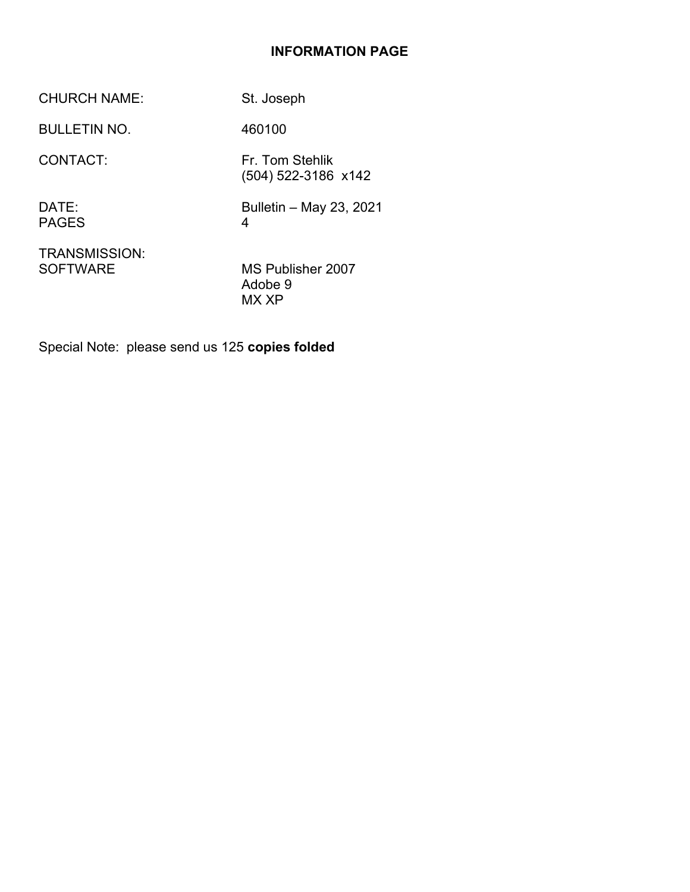# INFORMATION PAGE

| | |
|---|---|
| CHURCH NAME: | St. Joseph |
| BULLETIN NO. | 460100 |
| CONTACT: | Fr. Tom Stehlik<br>(504) 522-3186 x142 |
| DATE:<br>PAGES | Bulletin – May 23, 2021<br>4 |
| TRANSMISSION:<br>SOFTWARE | MS Publisher 2007<br>Adobe 9<br>MX XP |

Special Note: please send us 125 **copies folded**